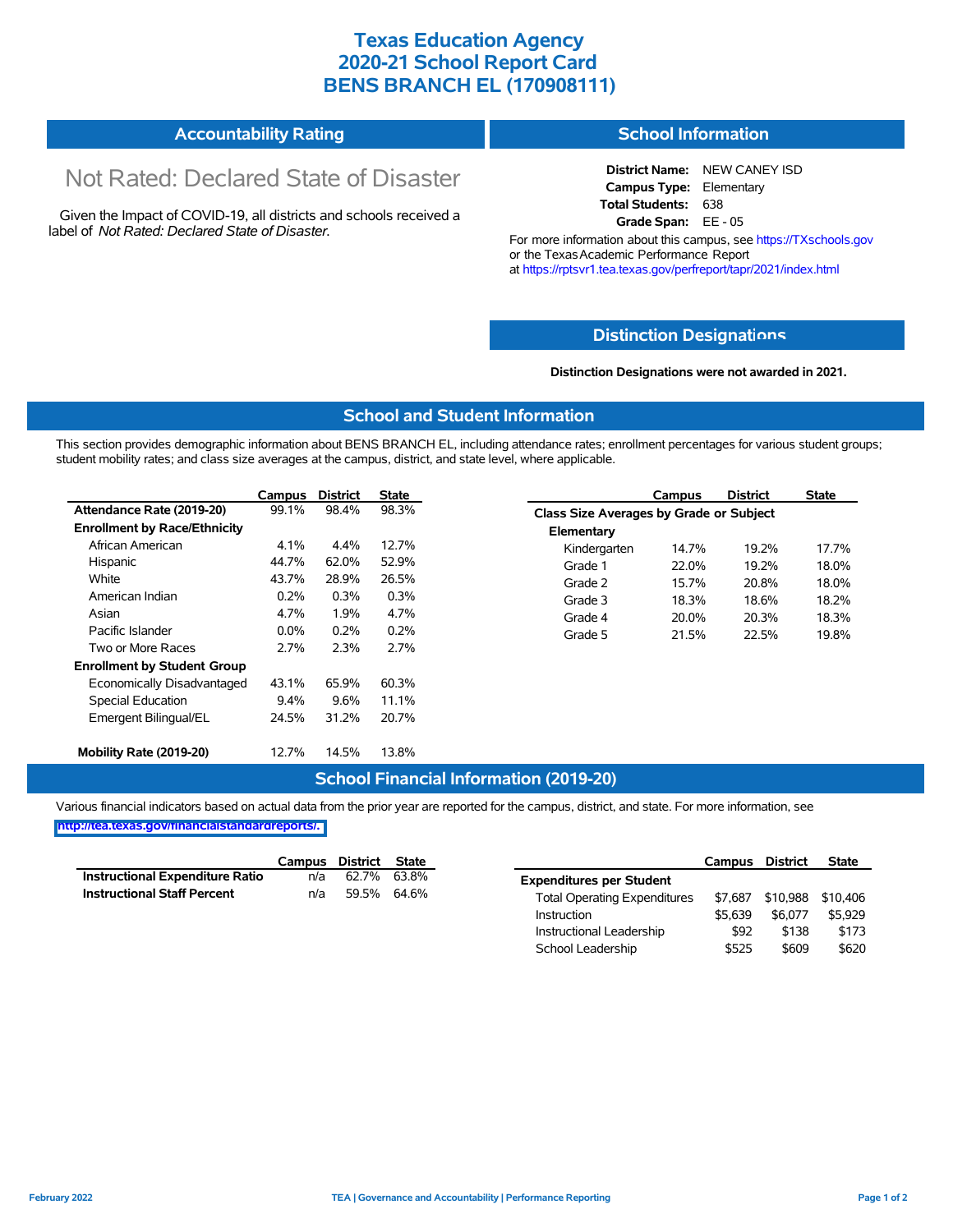# Texas Education Agency
# 2020-21 School Report Card
# BENS BRANCH EL (170908111)

## Accountability Rating

Not Rated: Declared State of Disaster

Given the Impact of COVID-19, all districts and schools received a label of *Not Rated: Declared State of Disaster*.

## School Information

**District Name:** NEW CANEY ISD
**Campus Type:** Elementary
**Total Students:** 638
**Grade Span:** EE - 05

For more information about this campus, see https://TXschools.gov or the Texas Academic Performance Report at https://rptsvr1.tea.texas.gov/perfreport/tapr/2021/index.html

## Distinction Designations

**Distinction Designations were not awarded in 2021.**

## School and Student Information

This section provides demographic information about BENS BRANCH EL, including attendance rates; enrollment percentages for various student groups; student mobility rates; and class size averages at the campus, district, and state level, where applicable.

| | Campus | District | State |
|---|---|---|---|
| **Attendance Rate (2019-20)** | 99.1% | 98.4% | 98.3% |
| **Enrollment by Race/Ethnicity** | | | |
| African American | 4.1% | 4.4% | 12.7% |
| Hispanic | 44.7% | 62.0% | 52.9% |
| White | 43.7% | 28.9% | 26.5% |
| American Indian | 0.2% | 0.3% | 0.3% |
| Asian | 4.7% | 1.9% | 4.7% |
| Pacific Islander | 0.0% | 0.2% | 0.2% |
| Two or More Races | 2.7% | 2.3% | 2.7% |
| **Enrollment by Student Group** | | | |
| Economically Disadvantaged | 43.1% | 65.9% | 60.3% |
| Special Education | 9.4% | 9.6% | 11.1% |
| Emergent Bilingual/EL | 24.5% | 31.2% | 20.7% |
| **Mobility Rate (2019-20)** | 12.7% | 14.5% | 13.8% |

| | Campus | District | State |
|---|---|---|---|
| **Class Size Averages by Grade or Subject** | | | |
| **Elementary** | | | |
| Kindergarten | 14.7% | 19.2% | 17.7% |
| Grade 1 | 22.0% | 19.2% | 18.0% |
| Grade 2 | 15.7% | 20.8% | 18.0% |
| Grade 3 | 18.3% | 18.6% | 18.2% |
| Grade 4 | 20.0% | 20.3% | 18.3% |
| Grade 5 | 21.5% | 22.5% | 19.8% |

## School Financial Information (2019-20)

Various financial indicators based on actual data from the prior year are reported for the campus, district, and state. For more information, see http://tea.texas.gov/financialstandardreports/.

| | Campus | District | State |
|---|---|---|---|
| **Instructional Expenditure Ratio** | n/a | 62.7% | 63.8% |
| **Instructional Staff Percent** | n/a | 59.5% | 64.6% |

| | Campus | District | State |
|---|---|---|---|
| **Expenditures per Student** | | | |
| Total Operating Expenditures | $7,687 | $10,988 | $10,406 |
| Instruction | $5,639 | $6,077 | $5,929 |
| Instructional Leadership | $92 | $138 | $173 |
| School Leadership | $525 | $609 | $620 |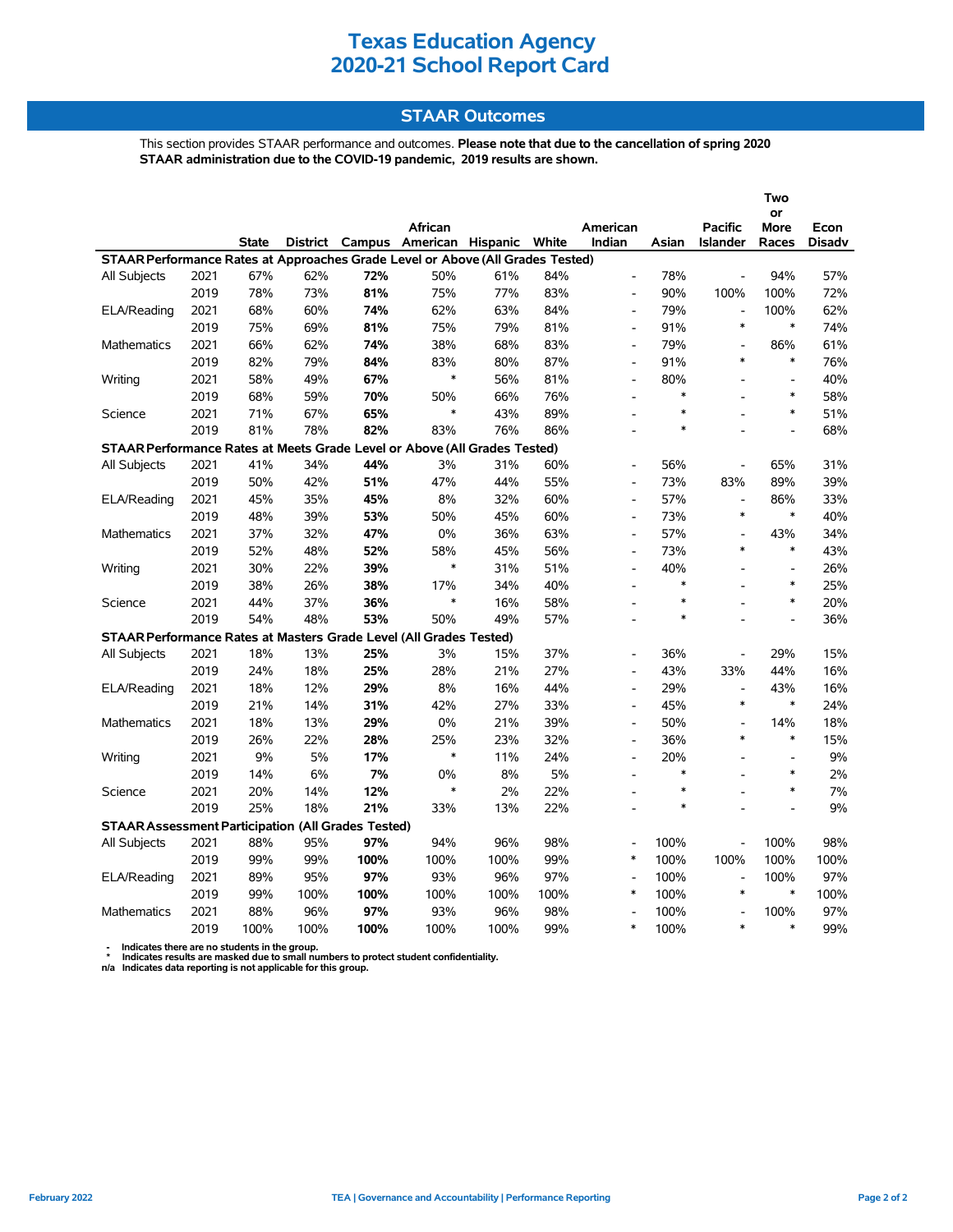# Texas Education Agency
# 2020-21 School Report Card

## STAAR Outcomes

This section provides STAAR performance and outcomes. **Please note that due to the cancellation of spring 2020 STAAR administration due to the COVID-19 pandemic, 2019 results are shown.**

| | | State | District | Campus | African American | Hispanic | White | American Indian | Asian | Pacific Islander | Two or More Races | Econ Disadv |
|---|---|---|---|---|---|---|---|---|---|---|---|---|
| **STAAR Performance Rates at Approaches Grade Level or Above (All Grades Tested)** | | | | | | | | | | | | |
| All Subjects | 2021 | 67% | 62% | **72%** | 50% | 61% | 84% | - | 78% | - | 94% | 57% |
| | 2019 | 78% | 73% | **81%** | 75% | 77% | 83% | - | 90% | 100% | 100% | 72% |
| ELA/Reading | 2021 | 68% | 60% | **74%** | 62% | 63% | 84% | - | 79% | - | 100% | 62% |
| | 2019 | 75% | 69% | **81%** | 75% | 79% | 81% | - | 91% | * | * | 74% |
| Mathematics | 2021 | 66% | 62% | **74%** | 38% | 68% | 83% | - | 79% | - | 86% | 61% |
| | 2019 | 82% | 79% | **84%** | 83% | 80% | 87% | - | 91% | * | * | 76% |
| Writing | 2021 | 58% | 49% | **67%** | * | 56% | 81% | - | 80% | - | - | 40% |
| | 2019 | 68% | 59% | **70%** | 50% | 66% | 76% | - | * | - | * | 58% |
| Science | 2021 | 71% | 67% | **65%** | * | 43% | 89% | - | * | - | * | 51% |
| | 2019 | 81% | 78% | **82%** | 83% | 76% | 86% | - | * | - | - | 68% |
| **STAAR Performance Rates at Meets Grade Level or Above (All Grades Tested)** | | | | | | | | | | | | |
| All Subjects | 2021 | 41% | 34% | **44%** | 3% | 31% | 60% | - | 56% | - | 65% | 31% |
| | 2019 | 50% | 42% | **51%** | 47% | 44% | 55% | - | 73% | 83% | 89% | 39% |
| ELA/Reading | 2021 | 45% | 35% | **45%** | 8% | 32% | 60% | - | 57% | - | 86% | 33% |
| | 2019 | 48% | 39% | **53%** | 50% | 45% | 60% | - | 73% | * | * | 40% |
| Mathematics | 2021 | 37% | 32% | **47%** | 0% | 36% | 63% | - | 57% | - | 43% | 34% |
| | 2019 | 52% | 48% | **52%** | 58% | 45% | 56% | - | 73% | * | * | 43% |
| Writing | 2021 | 30% | 22% | **39%** | * | 31% | 51% | - | 40% | - | - | 26% |
| | 2019 | 38% | 26% | **38%** | 17% | 34% | 40% | - | * | - | * | 25% |
| Science | 2021 | 44% | 37% | **36%** | * | 16% | 58% | - | * | - | * | 20% |
| | 2019 | 54% | 48% | **53%** | 50% | 49% | 57% | - | * | - | - | 36% |
| **STAAR Performance Rates at Masters Grade Level (All Grades Tested)** | | | | | | | | | | | | |
| All Subjects | 2021 | 18% | 13% | **25%** | 3% | 15% | 37% | - | 36% | - | 29% | 15% |
| | 2019 | 24% | 18% | **25%** | 28% | 21% | 27% | - | 43% | 33% | 44% | 16% |
| ELA/Reading | 2021 | 18% | 12% | **29%** | 8% | 16% | 44% | - | 29% | - | 43% | 16% |
| | 2019 | 21% | 14% | **31%** | 42% | 27% | 33% | - | 45% | * | * | 24% |
| Mathematics | 2021 | 18% | 13% | **29%** | 0% | 21% | 39% | - | 50% | - | 14% | 18% |
| | 2019 | 26% | 22% | **28%** | 25% | 23% | 32% | - | 36% | * | * | 15% |
| Writing | 2021 | 9% | 5% | **17%** | * | 11% | 24% | - | 20% | - | - | 9% |
| | 2019 | 14% | 6% | **7%** | 0% | 8% | 5% | - | * | - | * | 2% |
| Science | 2021 | 20% | 14% | **12%** | * | 2% | 22% | - | * | - | * | 7% |
| | 2019 | 25% | 18% | **21%** | 33% | 13% | 22% | - | * | - | - | 9% |
| **STAAR Assessment Participation (All Grades Tested)** | | | | | | | | | | | | |
| All Subjects | 2021 | 88% | 95% | **97%** | 94% | 96% | 98% | - | 100% | - | 100% | 98% |
| | 2019 | 99% | 99% | **100%** | 100% | 100% | 99% | * | 100% | 100% | 100% | 100% |
| ELA/Reading | 2021 | 89% | 95% | **97%** | 93% | 96% | 97% | - | 100% | - | 100% | 97% |
| | 2019 | 99% | 100% | **100%** | 100% | 100% | 100% | * | 100% | * | * | 100% |
| Mathematics | 2021 | 88% | 96% | **97%** | 93% | 96% | 98% | - | 100% | - | 100% | 97% |
| | 2019 | 100% | 100% | **100%** | 100% | 100% | 99% | * | 100% | * | * | 99% |

**- Indicates there are no students in the group.**
**\* Indicates results are masked due to small numbers to protect student confidentiality.**
**n/a Indicates data reporting is not applicable for this group.**